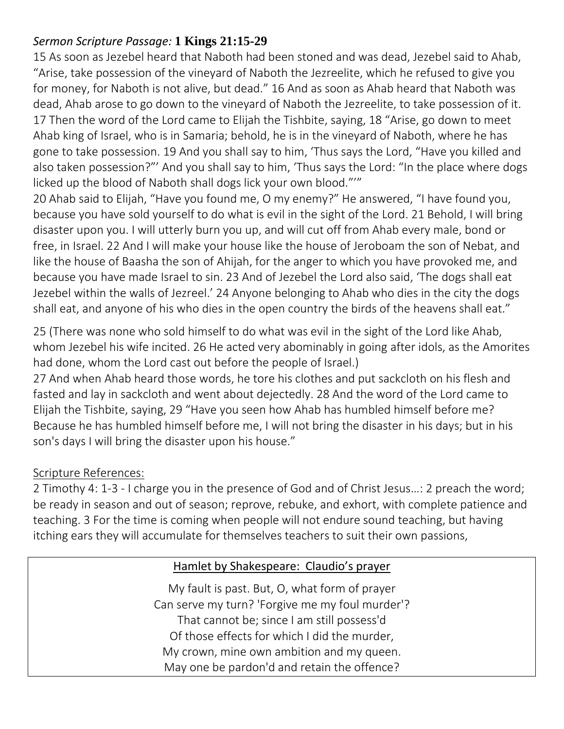*Sermon Scripture Passage:* **1 Kings 21:15-29**

15 As soon as Jezebel heard that Naboth had been stoned and was dead, Jezebel said to Ahab, "Arise, take possession of the vineyard of Naboth the Jezreelite, which he refused to give you for money, for Naboth is not alive, but dead." 16 And as soon as Ahab heard that Naboth was dead, Ahab arose to go down to the vineyard of Naboth the Jezreelite, to take possession of it. 17 Then the word of the Lord came to Elijah the Tishbite, saying, 18 "Arise, go down to meet Ahab king of Israel, who is in Samaria; behold, he is in the vineyard of Naboth, where he has gone to take possession. 19 And you shall say to him, 'Thus says the Lord, "Have you killed and also taken possession?"' And you shall say to him, 'Thus says the Lord: "In the place where dogs licked up the blood of Naboth shall dogs lick your own blood."'"

20 Ahab said to Elijah, "Have you found me, O my enemy?" He answered, "I have found you, because you have sold yourself to do what is evil in the sight of the Lord. 21 Behold, I will bring disaster upon you. I will utterly burn you up, and will cut off from Ahab every male, bond or free, in Israel. 22 And I will make your house like the house of Jeroboam the son of Nebat, and like the house of Baasha the son of Ahijah, for the anger to which you have provoked me, and because you have made Israel to sin. 23 And of Jezebel the Lord also said, 'The dogs shall eat Jezebel within the walls of Jezreel.' 24 Anyone belonging to Ahab who dies in the city the dogs shall eat, and anyone of his who dies in the open country the birds of the heavens shall eat."

25 (There was none who sold himself to do what was evil in the sight of the Lord like Ahab, whom Jezebel his wife incited. 26 He acted very abominably in going after idols, as the Amorites had done, whom the Lord cast out before the people of Israel.)

27 And when Ahab heard those words, he tore his clothes and put sackcloth on his flesh and fasted and lay in sackcloth and went about dejectedly. 28 And the word of the Lord came to Elijah the Tishbite, saying, 29 "Have you seen how Ahab has humbled himself before me? Because he has humbled himself before me, I will not bring the disaster in his days; but in his son's days I will bring the disaster upon his house."

<u>Scripture References:</u>

2 Timothy 4: 1-3 - I charge you in the presence of God and of Christ Jesus…: 2 preach the word; be ready in season and out of season; reprove, rebuke, and exhort, with complete patience and teaching. 3 For the time is coming when people will not endure sound teaching, but having itching ears they will accumulate for themselves teachers to suit their own passions,

<u>Hamlet by Shakespeare: Claudio's prayer</u>

My fault is past. But, O, what form of prayer
Can serve my turn? 'Forgive me my foul murder'?
That cannot be; since I am still possess'd
Of those effects for which I did the murder,
My crown, mine own ambition and my queen.
May one be pardon'd and retain the offence?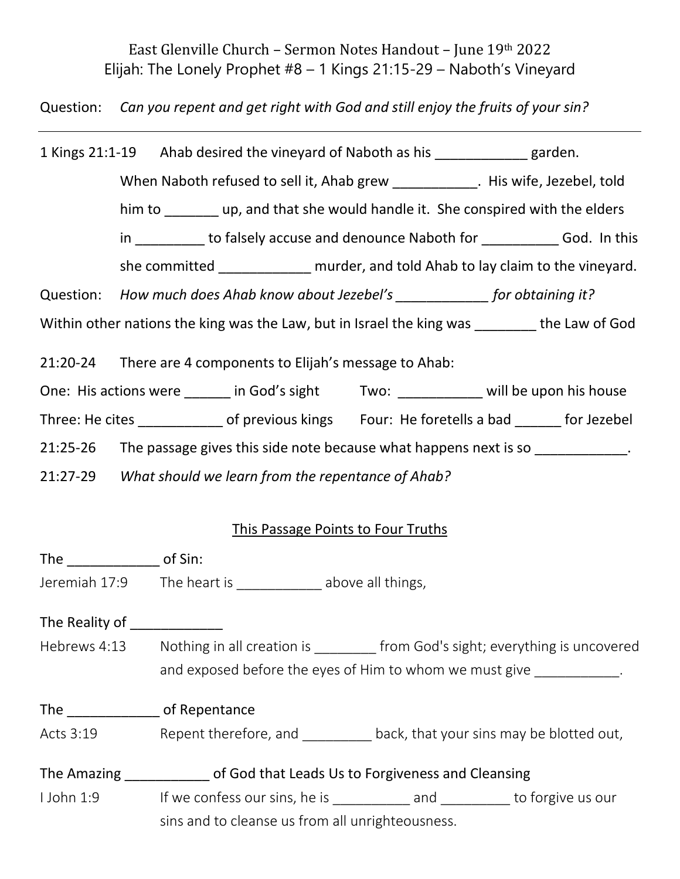East Glenville Church – Sermon Notes Handout – June 19th 2022

Elijah: The Lonely Prophet #8 – 1 Kings 21:15-29 – Naboth's Vineyard

Question: *Can you repent and get right with God and still enjoy the fruits of your sin?*

---

1 Kings 21:1-19 Ahab desired the vineyard of Naboth as his ____________ garden. When Naboth refused to sell it, Ahab grew ___________. His wife, Jezebel, told him to _______ up, and that she would handle it. She conspired with the elders in _________ to falsely accuse and denounce Naboth for __________ God. In this she committed ____________ murder, and told Ahab to lay claim to the vineyard.

Question: *How much does Ahab know about Jezebel's ____________ for obtaining it?*

Within other nations the king was the Law, but in Israel the king was ________ the Law of God

21:20-24 There are 4 components to Elijah's message to Ahab:

One: His actions were ______ in God's sight Two: ___________ will be upon his house

Three: He cites ___________ of previous kings Four: He foretells a bad ______ for Jezebel

21:25-26 The passage gives this side note because what happens next is so ____________.

21:27-29 *What should we learn from the repentance of Ahab?*

## This Passage Points to Four Truths

The ____________ of Sin:

Jeremiah 17:9 The heart is ___________ above all things,

The Reality of ____________

Hebrews 4:13 Nothing in all creation is ________ from God's sight; everything is uncovered and exposed before the eyes of Him to whom we must give ___________.

The ____________ of Repentance

Acts 3:19 Repent therefore, and _________ back, that your sins may be blotted out,

The Amazing ___________ of God that Leads Us to Forgiveness and Cleansing

I John 1:9 If we confess our sins, he is __________ and _________ to forgive us our sins and to cleanse us from all unrighteousness.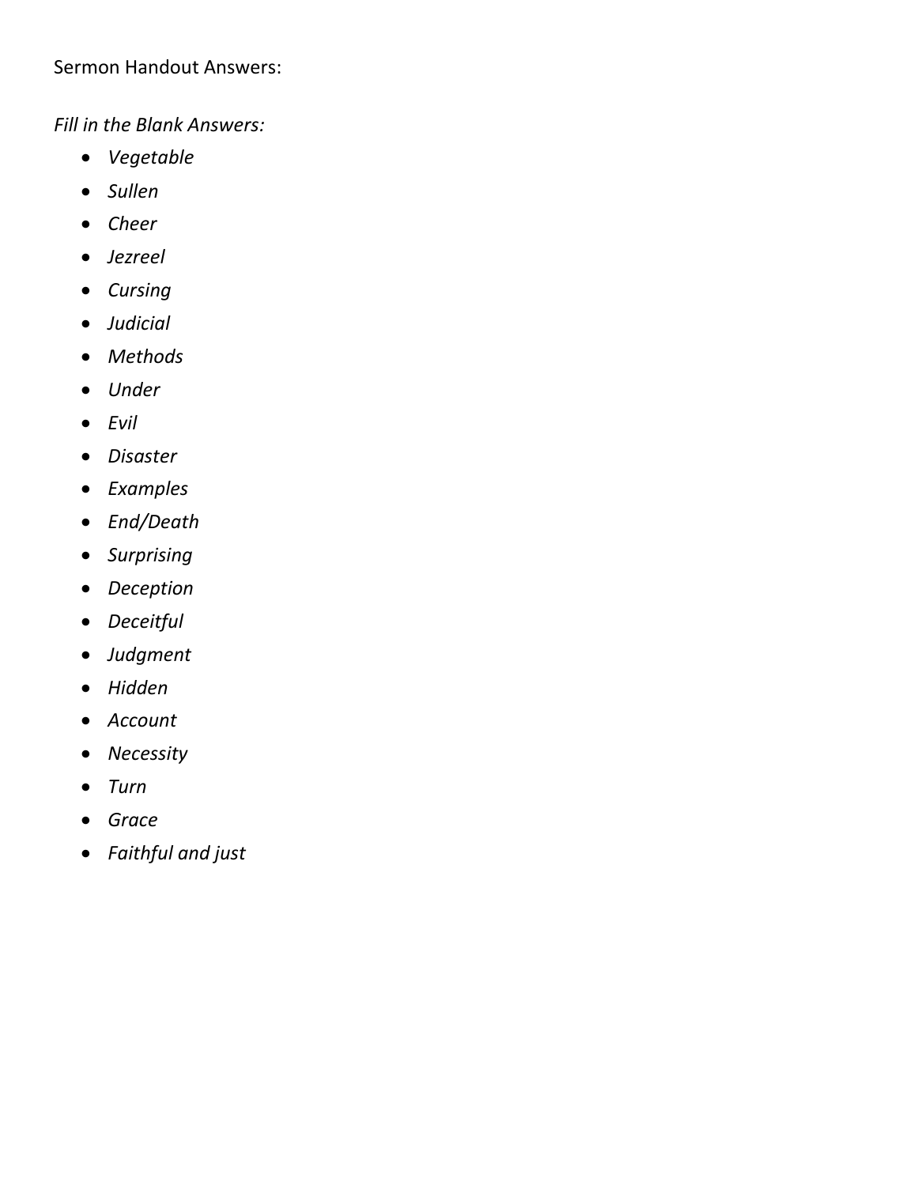Sermon Handout Answers:

*Fill in the Blank Answers:*

- *Vegetable*
- *Sullen*
- *Cheer*
- *Jezreel*
- *Cursing*
- *Judicial*
- *Methods*
- *Under*
- *Evil*
- *Disaster*
- *Examples*
- *End/Death*
- *Surprising*
- *Deception*
- *Deceitful*
- *Judgment*
- *Hidden*
- *Account*
- *Necessity*
- *Turn*
- *Grace*
- *Faithful and just*